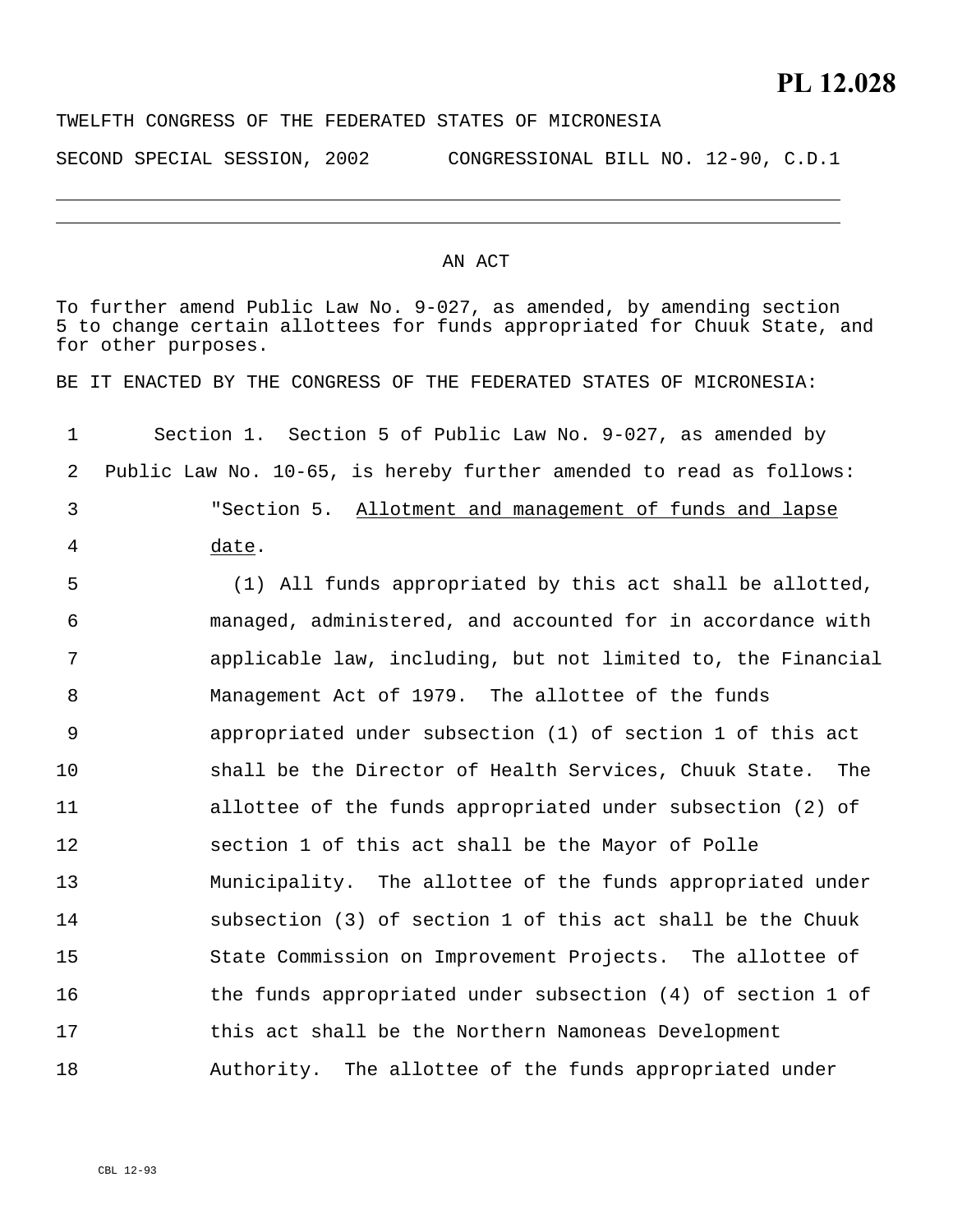# PL 12.028

TWELFTH CONGRESS OF THE FEDERATED STATES OF MICRONESIA

SECOND SPECIAL SESSION, 2002 CONGRESSIONAL BILL NO. 12-90, C.D.1

---

## AN ACT

To further amend Public Law No. 9-027, as amended, by amending section 5 to change certain allottees for funds appropriated for Chuuk State, and for other purposes.

BE IT ENACTED BY THE CONGRESS OF THE FEDERATED STATES OF MICRONESIA:

1 Section 1. Section 5 of Public Law No. 9-027, as amended by
2 Public Law No. 10-65, is hereby further amended to read as follows:
3 "Section 5. Allotment and management of funds and lapse
4 date.
5 (1) All funds appropriated by this act shall be allotted,
6 managed, administered, and accounted for in accordance with
7 applicable law, including, but not limited to, the Financial
8 Management Act of 1979. The allottee of the funds
9 appropriated under subsection (1) of section 1 of this act
10 shall be the Director of Health Services, Chuuk State. The
11 allottee of the funds appropriated under subsection (2) of
12 section 1 of this act shall be the Mayor of Polle
13 Municipality. The allottee of the funds appropriated under
14 subsection (3) of section 1 of this act shall be the Chuuk
15 State Commission on Improvement Projects. The allottee of
16 the funds appropriated under subsection (4) of section 1 of
17 this act shall be the Northern Namoneas Development
18 Authority. The allottee of the funds appropriated under

CBL 12-93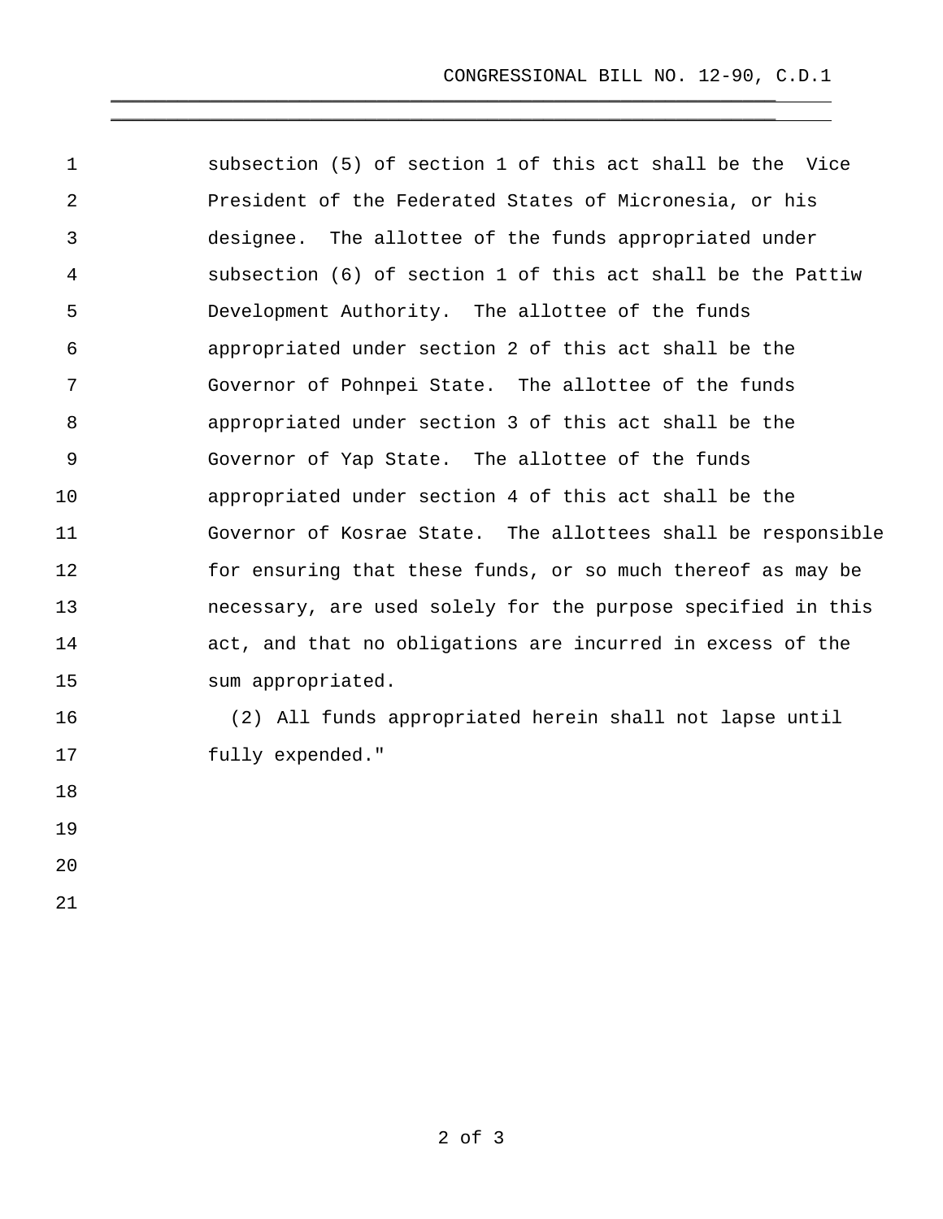subsection (5) of section 1 of this act shall be the Vice President of the Federated States of Micronesia, or his designee. The allottee of the funds appropriated under subsection (6) of section 1 of this act shall be the Pattiw Development Authority. The allottee of the funds appropriated under section 2 of this act shall be the Governor of Pohnpei State. The allottee of the funds appropriated under section 3 of this act shall be the Governor of Yap State. The allottee of the funds appropriated under section 4 of this act shall be the Governor of Kosrae State. The allottees shall be responsible for ensuring that these funds, or so much thereof as may be necessary, are used solely for the purpose specified in this act, and that no obligations are incurred in excess of the sum appropriated.

(2) All funds appropriated herein shall not lapse until fully expended."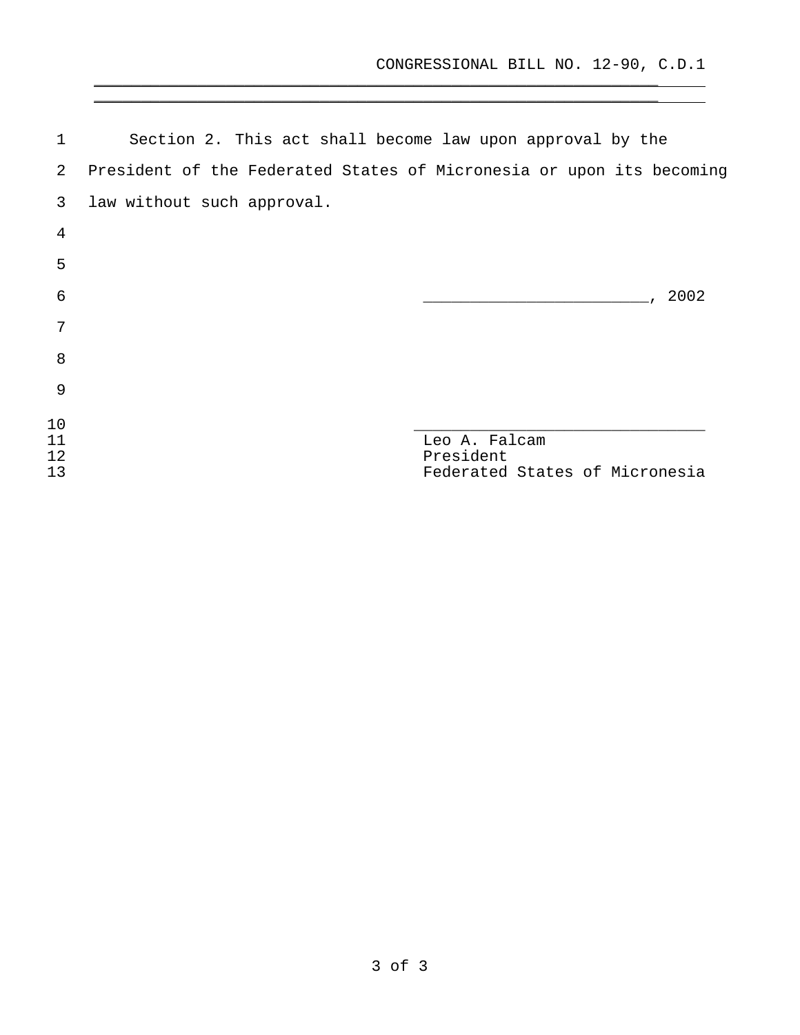Section 2. This act shall become law upon approval by the President of the Federated States of Micronesia or upon its becoming law without such approval.

________________________, 2002

________________________________
Leo A. Falcam
President
Federated States of Micronesia